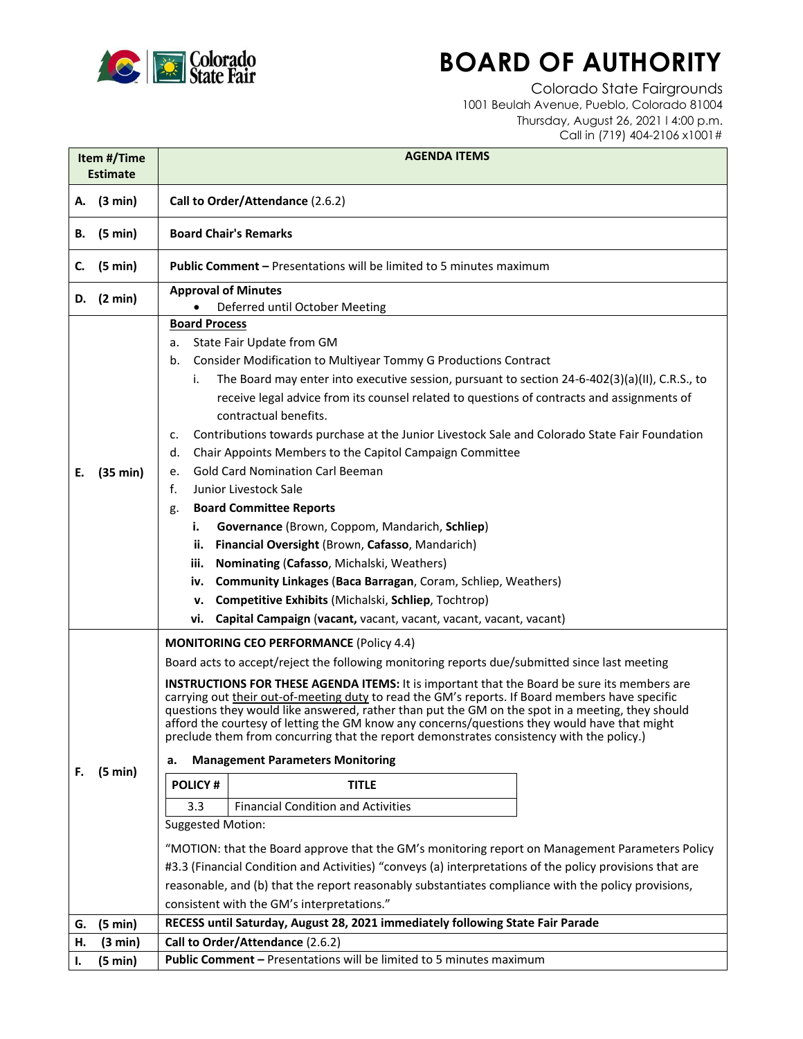# BOARD OF AUTHORITY

Colorado State Fairgrounds
1001 Beulah Avenue, Pueblo, Colorado 81004
Thursday, August 26, 2021 I 4:00 p.m.
Call in (719) 404-2106 x1001#

| Item #/Time Estimate | AGENDA ITEMS |
|---|---|
| **A. (3 min)** | **Call to Order/Attendance** (2.6.2) |
| **B. (5 min)** | **Board Chair's Remarks** |
| **C. (5 min)** | **Public Comment –** Presentations will be limited to 5 minutes maximum |
| **D. (2 min)** | **Approval of Minutes**<br>• Deferred until October Meeting |
| **E. (35 min)** | **Board Process**<br>a. State Fair Update from GM<br>b. Consider Modification to Multiyear Tommy G Productions Contract<br>i. The Board may enter into executive session, pursuant to section 24-6-402(3)(a)(II), C.R.S., to receive legal advice from its counsel related to questions of contracts and assignments of contractual benefits.<br>c. Contributions towards purchase at the Junior Livestock Sale and Colorado State Fair Foundation<br>d. Chair Appoints Members to the Capitol Campaign Committee<br>e. Gold Card Nomination Carl Beeman<br>f. Junior Livestock Sale<br>g. **Board Committee Reports**<br>**i. Governance** (Brown, Coppom, Mandarich, **Schliep**)<br>**ii. Financial Oversight** (Brown, **Cafasso**, Mandarich)<br>**iii. Nominating** (**Cafasso**, Michalski, Weathers)<br>**iv. Community Linkages** (**Baca Barragan**, Coram, Schliep, Weathers)<br>**v. Competitive Exhibits** (Michalski, **Schliep**, Tochtrop)<br>**vi. Capital Campaign** (**vacant,** vacant, vacant, vacant, vacant, vacant) |
| **F. (5 min)** | **MONITORING CEO PERFORMANCE** (Policy 4.4)<br>Board acts to accept/reject the following monitoring reports due/submitted since last meeting<br>**INSTRUCTIONS FOR THESE AGENDA ITEMS:** It is important that the Board be sure its members are carrying out their out-of-meeting duty to read the GM's reports. If Board members have specific questions they would like answered, rather than put the GM on the spot in a meeting, they should afford the courtesy of letting the GM know any concerns/questions they would have that might preclude them from concurring that the report demonstrates consistency with the policy.)<br>**a. Management Parameters Monitoring**<br>**POLICY #** – **TITLE**<br>3.3 – Financial Condition and Activities<br>Suggested Motion:<br>"MOTION: that the Board approve that the GM's monitoring report on Management Parameters Policy #3.3 (Financial Condition and Activities) "conveys (a) interpretations of the policy provisions that are reasonable, and (b) that the report reasonably substantiates compliance with the policy provisions, consistent with the GM's interpretations." |
| **G. (5 min)** | **RECESS until Saturday, August 28, 2021 immediately following State Fair Parade** |
| **H. (3 min)** | **Call to Order/Attendance** (2.6.2) |
| **I. (5 min)** | **Public Comment –** Presentations will be limited to 5 minutes maximum |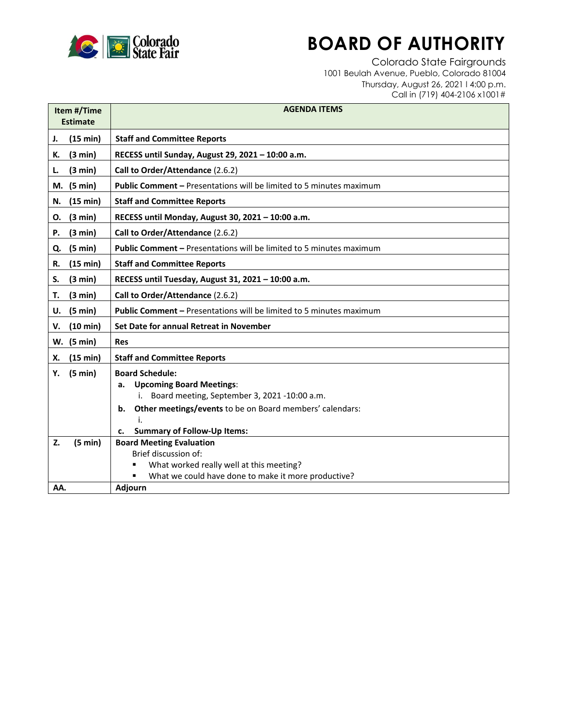# BOARD OF AUTHORITY

Colorado State Fairgrounds
1001 Beulah Avenue, Pueblo, Colorado 81004
Thursday, August 26, 2021 I 4:00 p.m.
Call in (719) 404-2106 x1001#

| Item #/Time Estimate | AGENDA ITEMS |
|---|---|
| **J. (15 min)** | **Staff and Committee Reports** |
| **K. (3 min)** | **RECESS until Sunday, August 29, 2021 – 10:00 a.m.** |
| **L. (3 min)** | **Call to Order/Attendance** (2.6.2) |
| **M. (5 min)** | **Public Comment –** Presentations will be limited to 5 minutes maximum |
| **N. (15 min)** | **Staff and Committee Reports** |
| **O. (3 min)** | **RECESS until Monday, August 30, 2021 – 10:00 a.m.** |
| **P. (3 min)** | **Call to Order/Attendance** (2.6.2) |
| **Q. (5 min)** | **Public Comment –** Presentations will be limited to 5 minutes maximum |
| **R. (15 min)** | **Staff and Committee Reports** |
| **S. (3 min)** | **RECESS until Tuesday, August 31, 2021 – 10:00 a.m.** |
| **T. (3 min)** | **Call to Order/Attendance** (2.6.2) |
| **U. (5 min)** | **Public Comment –** Presentations will be limited to 5 minutes maximum |
| **V. (10 min)** | **Set Date for annual Retreat in November** |
| **W. (5 min)** | **Res** |
| **X. (15 min)** | **Staff and Committee Reports** |
| **Y. (5 min)** | **Board Schedule:**<br>**a. Upcoming Board Meetings**:<br>i. Board meeting, September 3, 2021 -10:00 a.m.<br>**b. Other meetings/events** to be on Board members' calendars:<br>i.<br>**c. Summary of Follow-Up Items:** |
| **Z. (5 min)** | **Board Meeting Evaluation**<br>Brief discussion of:<br>▪ What worked really well at this meeting?<br>▪ What we could have done to make it more productive? |
| **AA.** | **Adjourn** |